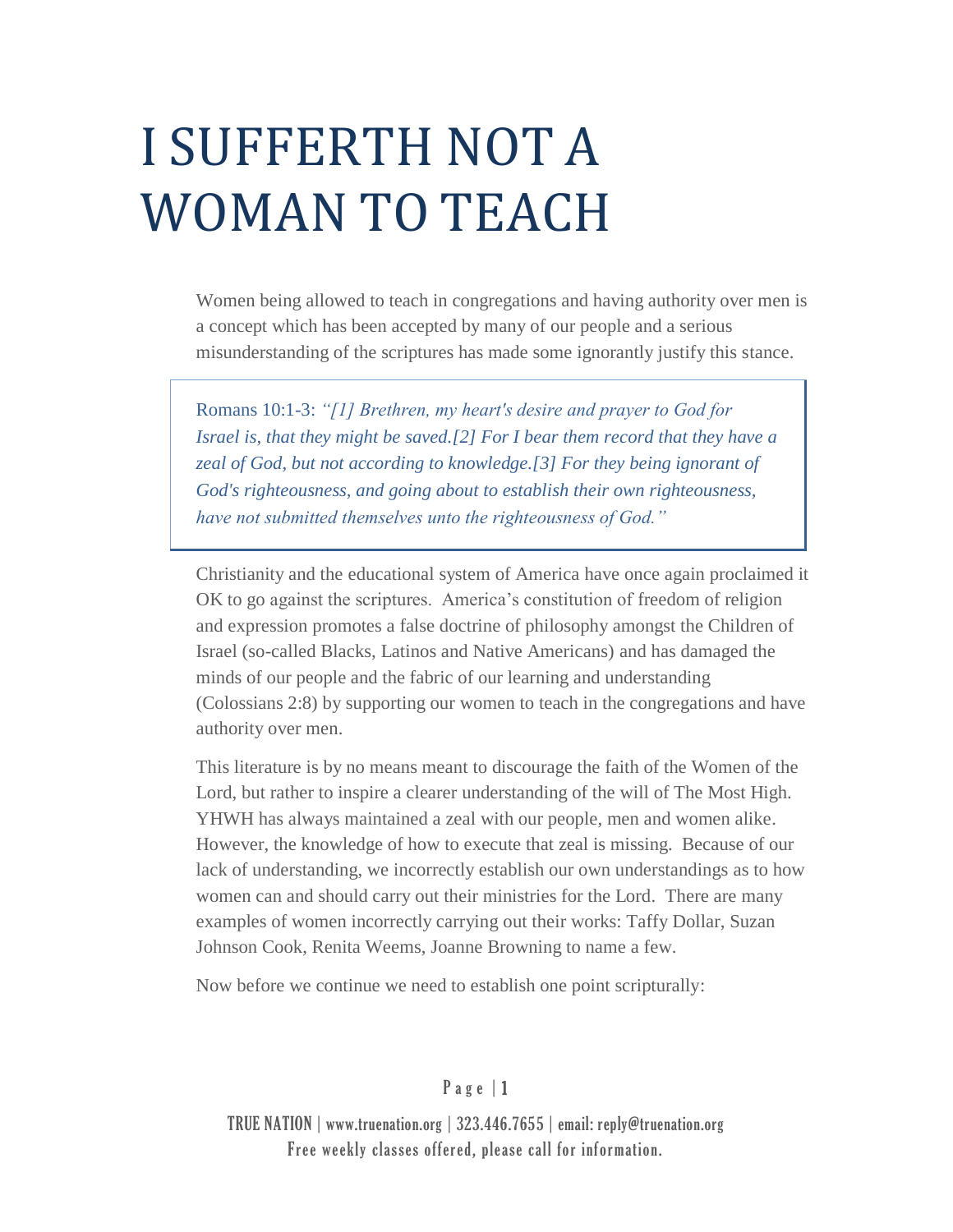# I SUFFERTH NOT A WOMAN TO TEACH

Women being allowed to teach in congregations and having authority over men is a concept which has been accepted by many of our people and a serious misunderstanding of the scriptures has made some ignorantly justify this stance.

> Romans 10:1-3: *"[1] Brethren, my heart's desire and prayer to God for Israel is, that they might be saved.[2] For I bear them record that they have a zeal of God, but not according to knowledge.[3] For they being ignorant of God's righteousness, and going about to establish their own righteousness, have not submitted themselves unto the righteousness of God."*

Christianity and the educational system of America have once again proclaimed it OK to go against the scriptures. America's constitution of freedom of religion and expression promotes a false doctrine of philosophy amongst the Children of Israel (so-called Blacks, Latinos and Native Americans) and has damaged the minds of our people and the fabric of our learning and understanding (Colossians 2:8) by supporting our women to teach in the congregations and have authority over men.

This literature is by no means meant to discourage the faith of the Women of the Lord, but rather to inspire a clearer understanding of the will of The Most High. YHWH has always maintained a zeal with our people, men and women alike. However, the knowledge of how to execute that zeal is missing. Because of our lack of understanding, we incorrectly establish our own understandings as to how women can and should carry out their ministries for the Lord. There are many examples of women incorrectly carrying out their works: Taffy Dollar, Suzan Johnson Cook, Renita Weems, Joanne Browning to name a few.

Now before we continue we need to establish one point scripturally: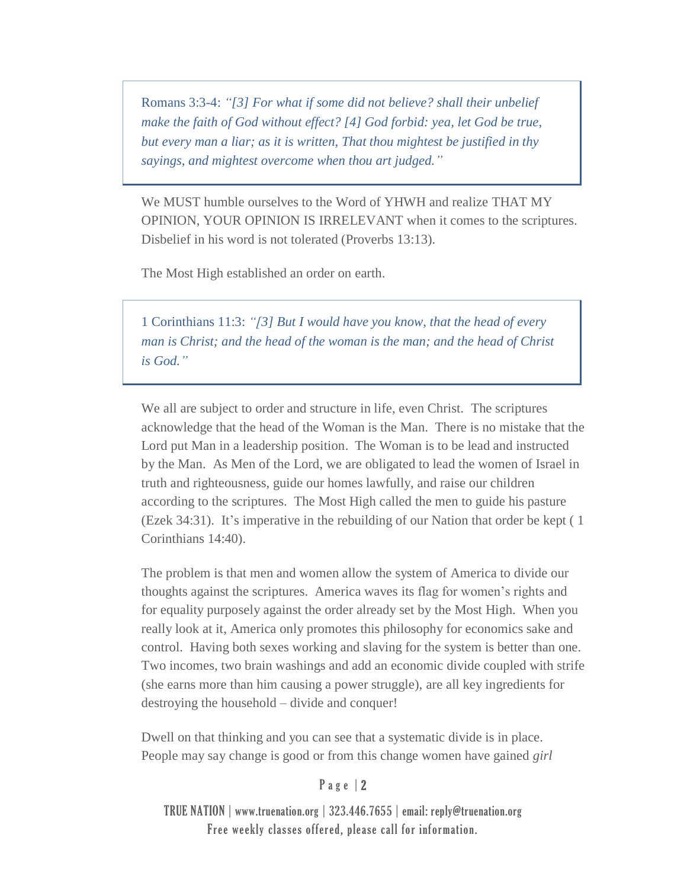> Romans 3:3-4: *"[3] For what if some did not believe? shall their unbelief make the faith of God without effect? [4] God forbid: yea, let God be true, but every man a liar; as it is written, That thou mightest be justified in thy sayings, and mightest overcome when thou art judged."*

We MUST humble ourselves to the Word of YHWH and realize THAT MY OPINION, YOUR OPINION IS IRRELEVANT when it comes to the scriptures. Disbelief in his word is not tolerated (Proverbs 13:13).

The Most High established an order on earth.

> 1 Corinthians 11:3: *"[3] But I would have you know, that the head of every man is Christ; and the head of the woman is the man; and the head of Christ is God."*

We all are subject to order and structure in life, even Christ. The scriptures acknowledge that the head of the Woman is the Man. There is no mistake that the Lord put Man in a leadership position. The Woman is to be lead and instructed by the Man. As Men of the Lord, we are obligated to lead the women of Israel in truth and righteousness, guide our homes lawfully, and raise our children according to the scriptures. The Most High called the men to guide his pasture (Ezek 34:31). It's imperative in the rebuilding of our Nation that order be kept ( 1 Corinthians 14:40).

The problem is that men and women allow the system of America to divide our thoughts against the scriptures. America waves its flag for women's rights and for equality purposely against the order already set by the Most High. When you really look at it, America only promotes this philosophy for economics sake and control. Having both sexes working and slaving for the system is better than one. Two incomes, two brain washings and add an economic divide coupled with strife (she earns more than him causing a power struggle), are all key ingredients for destroying the household – divide and conquer!

Dwell on that thinking and you can see that a systematic divide is in place. People may say change is good or from this change women have gained *girl*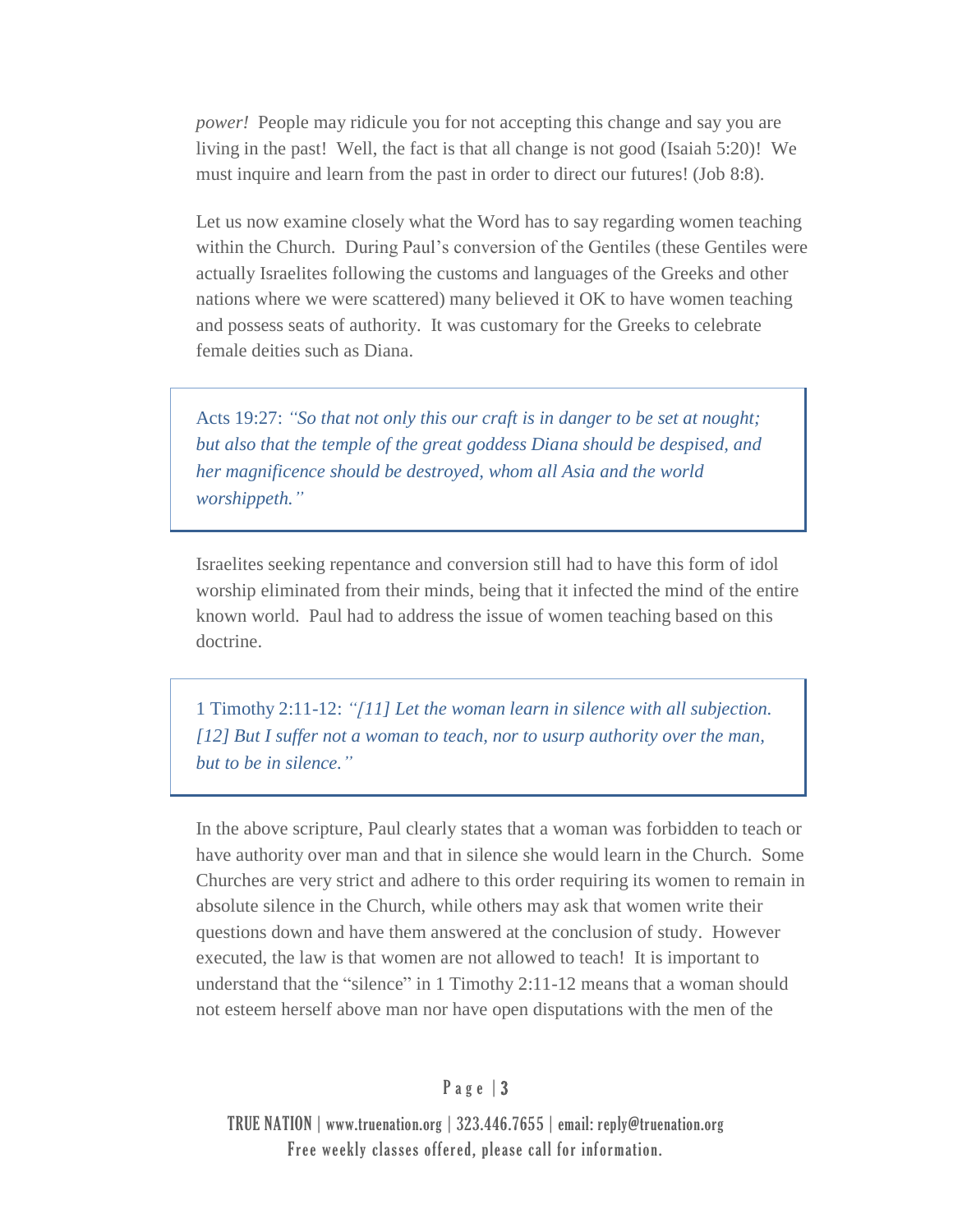*power!* People may ridicule you for not accepting this change and say you are living in the past! Well, the fact is that all change is not good (Isaiah 5:20)! We must inquire and learn from the past in order to direct our futures! (Job 8:8).

Let us now examine closely what the Word has to say regarding women teaching within the Church. During Paul's conversion of the Gentiles (these Gentiles were actually Israelites following the customs and languages of the Greeks and other nations where we were scattered) many believed it OK to have women teaching and possess seats of authority. It was customary for the Greeks to celebrate female deities such as Diana.

> Acts 19:27: *"So that not only this our craft is in danger to be set at nought; but also that the temple of the great goddess Diana should be despised, and her magnificence should be destroyed, whom all Asia and the world worshippeth."*

Israelites seeking repentance and conversion still had to have this form of idol worship eliminated from their minds, being that it infected the mind of the entire known world. Paul had to address the issue of women teaching based on this doctrine.

> 1 Timothy 2:11-12: *"[11] Let the woman learn in silence with all subjection. [12] But I suffer not a woman to teach, nor to usurp authority over the man, but to be in silence."*

In the above scripture, Paul clearly states that a woman was forbidden to teach or have authority over man and that in silence she would learn in the Church. Some Churches are very strict and adhere to this order requiring its women to remain in absolute silence in the Church, while others may ask that women write their questions down and have them answered at the conclusion of study. However executed, the law is that women are not allowed to teach! It is important to understand that the "silence" in 1 Timothy 2:11-12 means that a woman should not esteem herself above man nor have open disputations with the men of the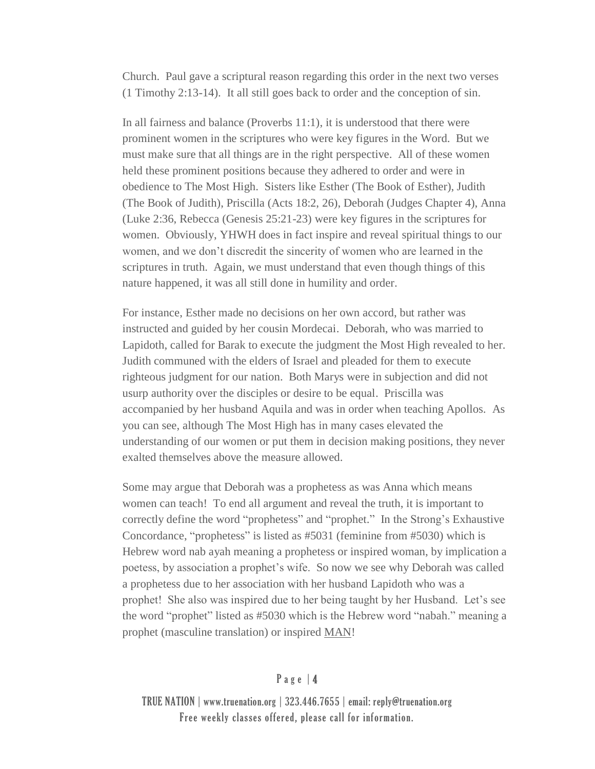Church. Paul gave a scriptural reason regarding this order in the next two verses (1 Timothy 2:13-14). It all still goes back to order and the conception of sin.

In all fairness and balance (Proverbs 11:1), it is understood that there were prominent women in the scriptures who were key figures in the Word. But we must make sure that all things are in the right perspective. All of these women held these prominent positions because they adhered to order and were in obedience to The Most High. Sisters like Esther (The Book of Esther), Judith (The Book of Judith), Priscilla (Acts 18:2, 26), Deborah (Judges Chapter 4), Anna (Luke 2:36, Rebecca (Genesis 25:21-23) were key figures in the scriptures for women. Obviously, YHWH does in fact inspire and reveal spiritual things to our women, and we don't discredit the sincerity of women who are learned in the scriptures in truth. Again, we must understand that even though things of this nature happened, it was all still done in humility and order.

For instance, Esther made no decisions on her own accord, but rather was instructed and guided by her cousin Mordecai. Deborah, who was married to Lapidoth, called for Barak to execute the judgment the Most High revealed to her. Judith communed with the elders of Israel and pleaded for them to execute righteous judgment for our nation. Both Marys were in subjection and did not usurp authority over the disciples or desire to be equal. Priscilla was accompanied by her husband Aquila and was in order when teaching Apollos. As you can see, although The Most High has in many cases elevated the understanding of our women or put them in decision making positions, they never exalted themselves above the measure allowed.

Some may argue that Deborah was a prophetess as was Anna which means women can teach! To end all argument and reveal the truth, it is important to correctly define the word "prophetess" and "prophet." In the Strong's Exhaustive Concordance, "prophetess" is listed as #5031 (feminine from #5030) which is Hebrew word nab ayah meaning a prophetess or inspired woman, by implication a poetess, by association a prophet's wife. So now we see why Deborah was called a prophetess due to her association with her husband Lapidoth who was a prophet! She also was inspired due to her being taught by her Husband. Let's see the word "prophet" listed as #5030 which is the Hebrew word "nabah." meaning a prophet (masculine translation) or inspired MAN!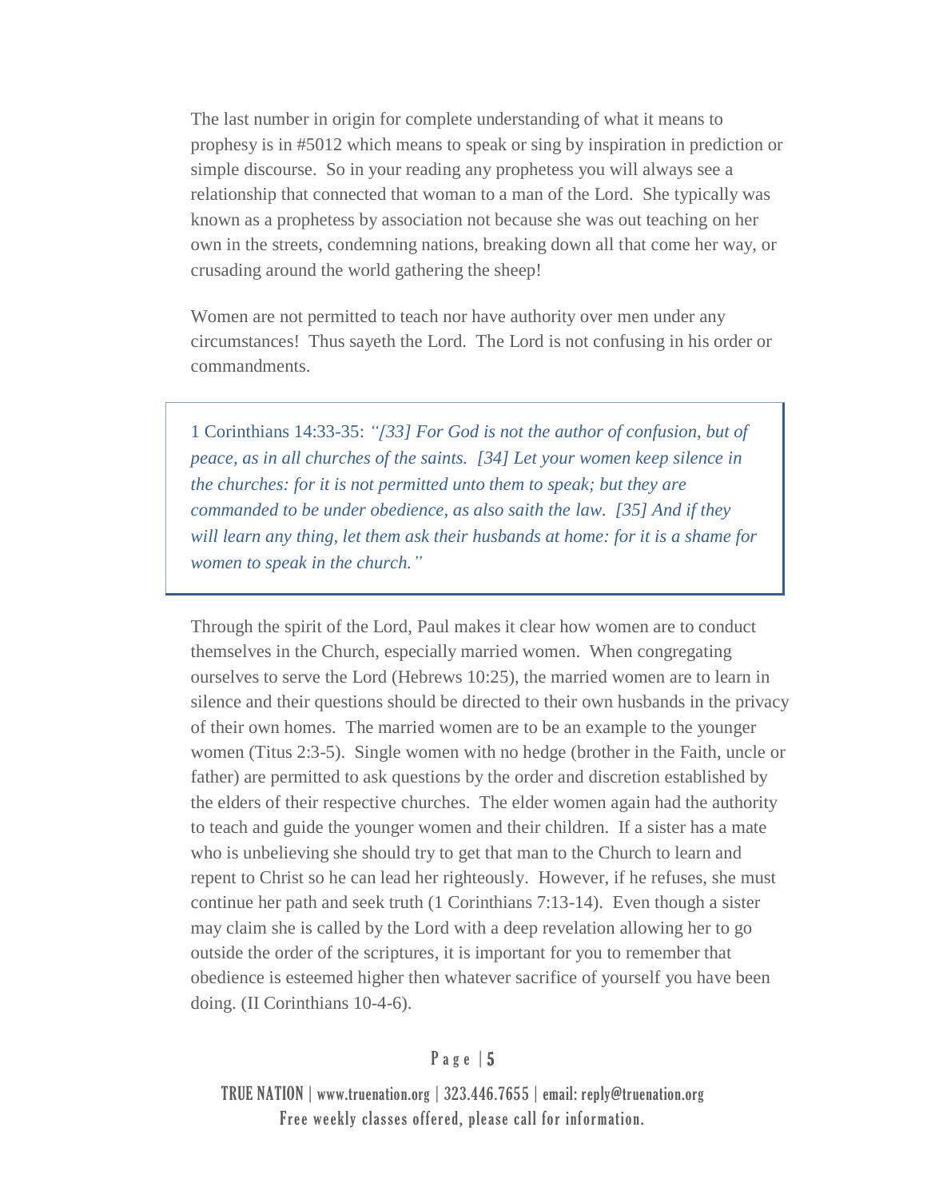The last number in origin for complete understanding of what it means to prophesy is in #5012 which means to speak or sing by inspiration in prediction or simple discourse. So in your reading any prophetess you will always see a relationship that connected that woman to a man of the Lord. She typically was known as a prophetess by association not because she was out teaching on her own in the streets, condemning nations, breaking down all that come her way, or crusading around the world gathering the sheep!

Women are not permitted to teach nor have authority over men under any circumstances! Thus sayeth the Lord. The Lord is not confusing in his order or commandments.

> 1 Corinthians 14:33-35: *"[33] For God is not the author of confusion, but of peace, as in all churches of the saints. [34] Let your women keep silence in the churches: for it is not permitted unto them to speak; but they are commanded to be under obedience, as also saith the law. [35] And if they will learn any thing, let them ask their husbands at home: for it is a shame for women to speak in the church."*

Through the spirit of the Lord, Paul makes it clear how women are to conduct themselves in the Church, especially married women. When congregating ourselves to serve the Lord (Hebrews 10:25), the married women are to learn in silence and their questions should be directed to their own husbands in the privacy of their own homes. The married women are to be an example to the younger women (Titus 2:3-5). Single women with no hedge (brother in the Faith, uncle or father) are permitted to ask questions by the order and discretion established by the elders of their respective churches. The elder women again had the authority to teach and guide the younger women and their children. If a sister has a mate who is unbelieving she should try to get that man to the Church to learn and repent to Christ so he can lead her righteously. However, if he refuses, she must continue her path and seek truth (1 Corinthians 7:13-14). Even though a sister may claim she is called by the Lord with a deep revelation allowing her to go outside the order of the scriptures, it is important for you to remember that obedience is esteemed higher then whatever sacrifice of yourself you have been doing. (II Corinthians 10-4-6).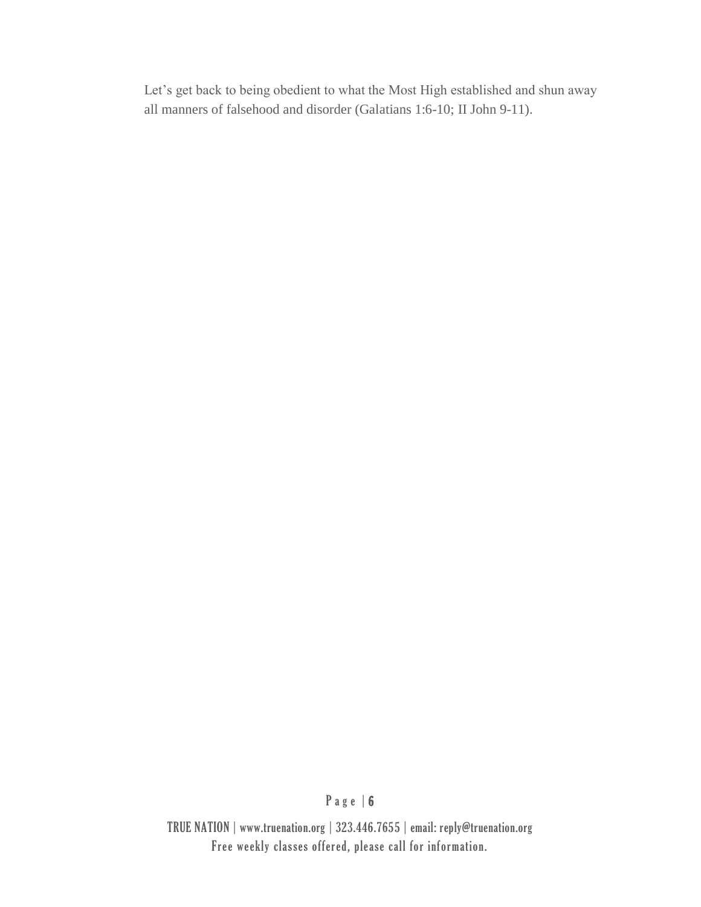Let's get back to being obedient to what the Most High established and shun away all manners of falsehood and disorder (Galatians 1:6-10; II John 9-11).